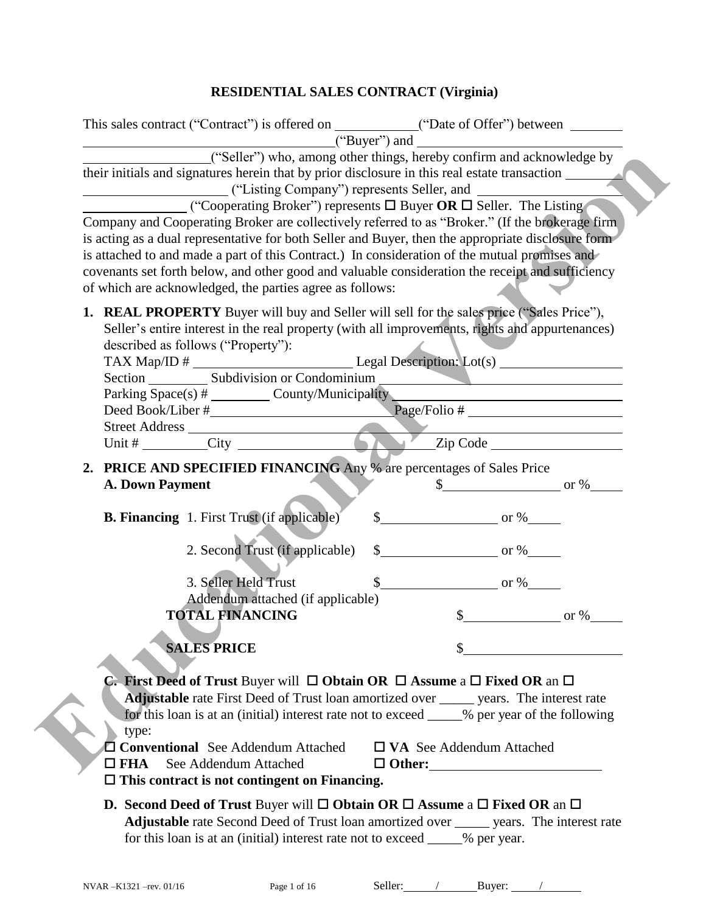# RESIDENTIAL SALES CONTRACT (Virginia)

This sales contract ("Contract") is offered on \_\_\_\_\_\_\_\_\_\_("Date of Offer") between \_\_\_\_\_\_\_\_ \_\_\_\_\_\_\_\_\_\_\_\_\_\_\_\_\_\_\_\_\_\_\_\_\_\_\_\_\_\_("Buyer") and \_\_\_\_\_\_\_\_\_\_\_\_\_\_\_\_\_\_\_\_\_\_\_\_\_\_ \_\_\_\_\_\_\_\_\_\_\_\_\_\_\_\_("Seller") who, among other things, hereby confirm and acknowledge by their initials and signatures herein that by prior disclosure in this real estate transaction \_\_\_\_\_\_\_\_ \_\_\_\_\_\_\_\_\_\_\_\_\_\_\_\_\_\_ ("Listing Company") represents Seller, and \_\_\_\_\_\_\_\_\_\_\_\_\_\_\_\_ \_\_\_\_\_\_\_\_\_\_\_\_\_\_ ("Cooperating Broker") represents ☐ Buyer **OR** ☐ Seller. The Listing Company and Cooperating Broker are collectively referred to as "Broker." (If the brokerage firm is acting as a dual representative for both Seller and Buyer, then the appropriate disclosure form is attached to and made a part of this Contract.) In consideration of the mutual promises and covenants set forth below, and other good and valuable consideration the receipt and sufficiency of which are acknowledged, the parties agree as follows:

1. **REAL PROPERTY** Buyer will buy and Seller will sell for the sales price ("Sales Price"), Seller's entire interest in the real property (with all improvements, rights and appurtenances) described as follows ("Property"):
   TAX Map/ID # \_\_\_\_\_\_\_\_\_\_\_\_\_\_\_\_\_\_\_\_ Legal Description: Lot(s) \_\_\_\_\_\_\_\_\_\_\_\_\_\_\_\_
   Section \_\_\_\_\_\_\_\_ Subdivision or Condominium \_\_\_\_\_\_\_\_\_\_\_\_\_\_\_\_\_\_\_\_\_\_\_\_\_\_\_\_\_\_
   Parking Space(s) # \_\_\_\_\_\_\_\_ County/Municipality \_\_\_\_\_\_\_\_\_\_\_\_\_\_\_\_\_\_\_\_\_\_\_\_\_\_\_\_\_\_
   Deed Book/Liber # \_\_\_\_\_\_\_\_\_\_\_\_\_\_\_\_\_\_\_\_ Page/Folio # \_\_\_\_\_\_\_\_\_\_\_\_\_\_\_\_\_\_\_\_
   Street Address \_\_\_\_\_\_\_\_\_\_\_\_\_\_\_\_\_\_\_\_\_\_\_\_\_\_\_\_\_\_\_\_\_\_\_\_\_\_\_\_\_\_\_\_\_\_\_\_\_\_\_\_\_\_\_\_
   Unit # \_\_\_\_\_\_\_\_ City \_\_\_\_\_\_\_\_\_\_\_\_\_\_\_\_\_\_\_\_\_\_\_\_\_\_\_ Zip Code \_\_\_\_\_\_\_\_\_\_\_\_\_\_\_\_\_\_

2. **PRICE AND SPECIFIED FINANCING** Any % are percentages of Sales Price

   **A. Down Payment** $\_\_\_\_\_\_\_\_\_\_\_\_\_\_\_\_ or %\_\_\_\_\_

   **B. Financing** 1. First Trust (if applicable) $\_\_\_\_\_\_\_\_\_\_\_\_\_\_\_\_ or %\_\_\_\_\_

   2. Second Trust (if applicable) $\_\_\_\_\_\_\_\_\_\_\_\_\_\_\_\_ or %\_\_\_\_\_

   3. Seller Held Trust $\_\_\_\_\_\_\_\_\_\_\_\_\_\_\_\_ or %\_\_\_\_\_
   Addendum attached (if applicable)

   **TOTAL FINANCING** $\_\_\_\_\_\_\_\_\_\_\_\_\_\_ or %\_\_\_\_\_

   **SALES PRICE** $\_\_\_\_\_\_\_\_\_\_\_\_\_\_\_\_\_\_\_\_\_\_

   **C. First Deed of Trust** Buyer will ☐ **Obtain OR** ☐ **Assume** a ☐ **Fixed OR** an ☐ **Adjustable** rate First Deed of Trust loan amortized over \_\_\_\_\_ years. The interest rate for this loan is at an (initial) interest rate not to exceed \_\_\_\_\_% per year of the following type:

   ☐ **Conventional** See Addendum Attached ☐ **VA** See Addendum Attached
   ☐ **FHA** See Addendum Attached ☐ **Other:** \_\_\_\_\_\_\_\_\_\_\_\_\_\_\_\_\_\_\_\_\_\_\_\_
   ☐ **This contract is not contingent on Financing.**

   **D. Second Deed of Trust** Buyer will ☐ **Obtain OR** ☐ **Assume** a ☐ **Fixed OR** an ☐ **Adjustable** rate Second Deed of Trust loan amortized over \_\_\_\_\_ years. The interest rate for this loan is at an (initial) interest rate not to exceed \_\_\_\_\_% per year.

NVAR –K1321 –rev. 01/16 Seller: \_\_\_\_/\_\_\_\_ Buyer: \_\_\_\_/\_\_\_\_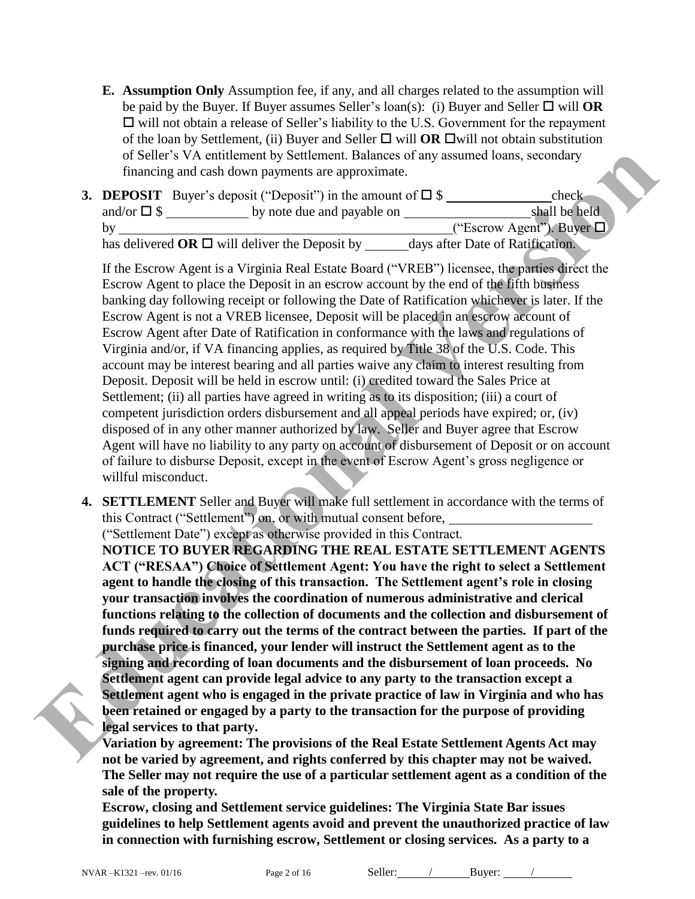**E. Assumption Only** Assumption fee, if any, and all charges related to the assumption will be paid by the Buyer. If Buyer assumes Seller's loan(s): (i) Buyer and Seller ☐ will **OR** ☐ will not obtain a release of Seller's liability to the U.S. Government for the repayment of the loan by Settlement, (ii) Buyer and Seller ☐ will **OR** ☐will not obtain substitution of Seller's VA entitlement by Settlement. Balances of any assumed loans, secondary financing and cash down payments are approximate.

**3. DEPOSIT** Buyer's deposit ("Deposit") in the amount of ☐ $ \_\_\_\_\_\_\_\_\_\_\_\_\_\_\_ check and/or ☐ $ \_\_\_\_\_\_\_\_\_\_\_\_ by note due and payable on \_\_\_\_\_\_\_\_\_\_\_\_\_\_\_\_\_\_ shall be held by \_\_\_\_\_\_\_\_\_\_\_\_\_\_\_\_\_\_\_\_\_\_\_\_\_\_\_\_\_\_\_\_\_\_\_\_\_\_\_\_\_\_\_\_\_\_\_\_ ("Escrow Agent"). Buyer ☐ has delivered **OR** ☐ will deliver the Deposit by \_\_\_\_\_\_ days after Date of Ratification.

If the Escrow Agent is a Virginia Real Estate Board ("VREB") licensee, the parties direct the Escrow Agent to place the Deposit in an escrow account by the end of the fifth business banking day following receipt or following the Date of Ratification whichever is later. If the Escrow Agent is not a VREB licensee, Deposit will be placed in an escrow account of Escrow Agent after Date of Ratification in conformance with the laws and regulations of Virginia and/or, if VA financing applies, as required by Title 38 of the U.S. Code. This account may be interest bearing and all parties waive any claim to interest resulting from Deposit. Deposit will be held in escrow until: (i) credited toward the Sales Price at Settlement; (ii) all parties have agreed in writing as to its disposition; (iii) a court of competent jurisdiction orders disbursement and all appeal periods have expired; or, (iv) disposed of in any other manner authorized by law. Seller and Buyer agree that Escrow Agent will have no liability to any party on account of disbursement of Deposit or on account of failure to disburse Deposit, except in the event of Escrow Agent's gross negligence or willful misconduct.

**4. SETTLEMENT** Seller and Buyer will make full settlement in accordance with the terms of this Contract ("Settlement") on, or with mutual consent before, \_\_\_\_\_\_\_\_\_\_\_\_\_\_\_\_\_\_\_\_\_\_ ("Settlement Date") except as otherwise provided in this Contract.

**NOTICE TO BUYER REGARDING THE REAL ESTATE SETTLEMENT AGENTS ACT ("RESAA") Choice of Settlement Agent: You have the right to select a Settlement agent to handle the closing of this transaction. The Settlement agent's role in closing your transaction involves the coordination of numerous administrative and clerical functions relating to the collection of documents and the collection and disbursement of funds required to carry out the terms of the contract between the parties. If part of the purchase price is financed, your lender will instruct the Settlement agent as to the signing and recording of loan documents and the disbursement of loan proceeds. No Settlement agent can provide legal advice to any party to the transaction except a Settlement agent who is engaged in the private practice of law in Virginia and who has been retained or engaged by a party to the transaction for the purpose of providing legal services to that party.**

**Variation by agreement: The provisions of the Real Estate Settlement Agents Act may not be varied by agreement, and rights conferred by this chapter may not be waived. The Seller may not require the use of a particular settlement agent as a condition of the sale of the property.**

**Escrow, closing and Settlement service guidelines: The Virginia State Bar issues guidelines to help Settlement agents avoid and prevent the unauthorized practice of law in connection with furnishing escrow, Settlement or closing services. As a party to a**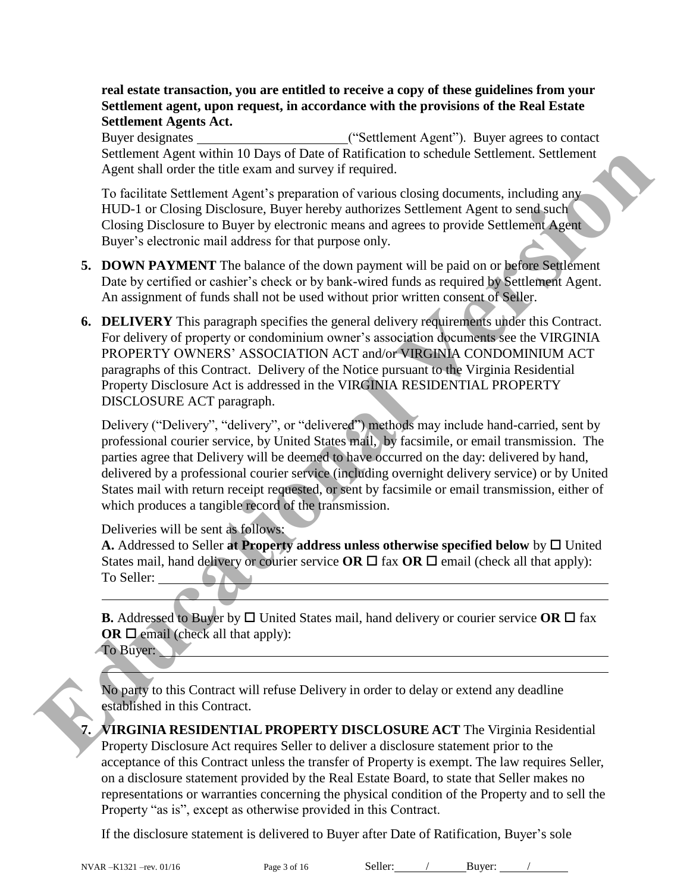**real estate transaction, you are entitled to receive a copy of these guidelines from your Settlement agent, upon request, in accordance with the provisions of the Real Estate Settlement Agents Act.**

Buyer designates ______________________ ("Settlement Agent"). Buyer agrees to contact Settlement Agent within 10 Days of Date of Ratification to schedule Settlement. Settlement Agent shall order the title exam and survey if required.

To facilitate Settlement Agent's preparation of various closing documents, including any HUD-1 or Closing Disclosure, Buyer hereby authorizes Settlement Agent to send such Closing Disclosure to Buyer by electronic means and agrees to provide Settlement Agent Buyer's electronic mail address for that purpose only.

5. **DOWN PAYMENT** The balance of the down payment will be paid on or before Settlement Date by certified or cashier's check or by bank-wired funds as required by Settlement Agent. An assignment of funds shall not be used without prior written consent of Seller.

6. **DELIVERY** This paragraph specifies the general delivery requirements under this Contract. For delivery of property or condominium owner's association documents see the VIRGINIA PROPERTY OWNERS' ASSOCIATION ACT and/or VIRGINIA CONDOMINIUM ACT paragraphs of this Contract. Delivery of the Notice pursuant to the Virginia Residential Property Disclosure Act is addressed in the VIRGINIA RESIDENTIAL PROPERTY DISCLOSURE ACT paragraph.

   Delivery ("Delivery", "delivery", or "delivered") methods may include hand-carried, sent by professional courier service, by United States mail, by facsimile, or email transmission. The parties agree that Delivery will be deemed to have occurred on the day: delivered by hand, delivered by a professional courier service (including overnight delivery service) or by United States mail with return receipt requested, or sent by facsimile or email transmission, either of which produces a tangible record of the transmission.

   Deliveries will be sent as follows:

   **A.** Addressed to Seller **at Property address unless otherwise specified below** by ☐ United States mail, hand delivery or courier service **OR** ☐ fax **OR** ☐ email (check all that apply):
   To Seller: ______________________________________________________________

   ______________________________________________________________________

   **B.** Addressed to Buyer by ☐ United States mail, hand delivery or courier service **OR** ☐ fax **OR** ☐ email (check all that apply):
   To Buyer: ______________________________________________________________

   ______________________________________________________________________

   No party to this Contract will refuse Delivery in order to delay or extend any deadline established in this Contract.

7. **VIRGINIA RESIDENTIAL PROPERTY DISCLOSURE ACT** The Virginia Residential Property Disclosure Act requires Seller to deliver a disclosure statement prior to the acceptance of this Contract unless the transfer of Property is exempt. The law requires Seller, on a disclosure statement provided by the Real Estate Board, to state that Seller makes no representations or warranties concerning the physical condition of the Property and to sell the Property "as is", except as otherwise provided in this Contract.

   If the disclosure statement is delivered to Buyer after Date of Ratification, Buyer's sole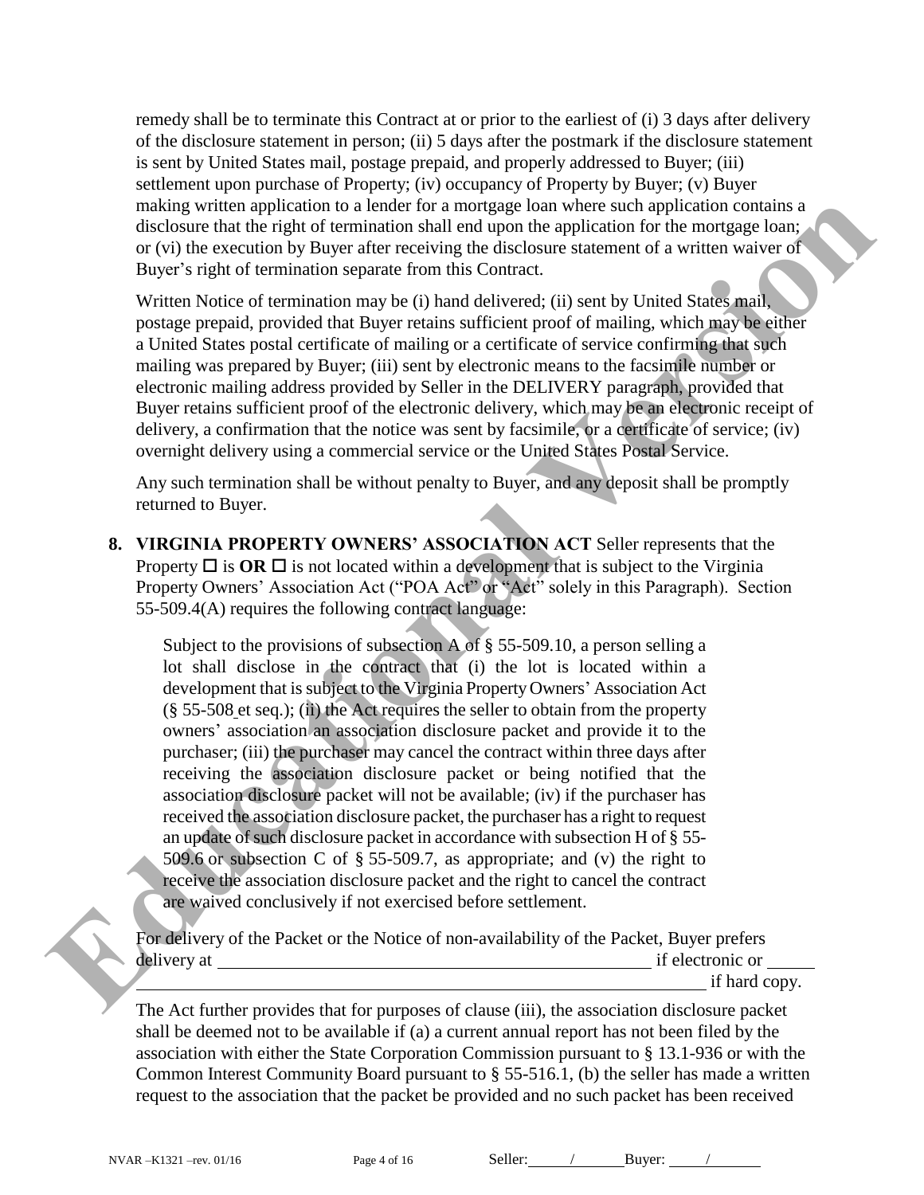remedy shall be to terminate this Contract at or prior to the earliest of (i) 3 days after delivery of the disclosure statement in person; (ii) 5 days after the postmark if the disclosure statement is sent by United States mail, postage prepaid, and properly addressed to Buyer; (iii) settlement upon purchase of Property; (iv) occupancy of Property by Buyer; (v) Buyer making written application to a lender for a mortgage loan where such application contains a disclosure that the right of termination shall end upon the application for the mortgage loan; or (vi) the execution by Buyer after receiving the disclosure statement of a written waiver of Buyer's right of termination separate from this Contract.

Written Notice of termination may be (i) hand delivered; (ii) sent by United States mail, postage prepaid, provided that Buyer retains sufficient proof of mailing, which may be either a United States postal certificate of mailing or a certificate of service confirming that such mailing was prepared by Buyer; (iii) sent by electronic means to the facsimile number or electronic mailing address provided by Seller in the DELIVERY paragraph, provided that Buyer retains sufficient proof of the electronic delivery, which may be an electronic receipt of delivery, a confirmation that the notice was sent by facsimile, or a certificate of service; (iv) overnight delivery using a commercial service or the United States Postal Service.

Any such termination shall be without penalty to Buyer, and any deposit shall be promptly returned to Buyer.

**8. VIRGINIA PROPERTY OWNERS' ASSOCIATION ACT** Seller represents that the Property ☐ is **OR** ☐ is not located within a development that is subject to the Virginia Property Owners' Association Act ("POA Act" or "Act" solely in this Paragraph). Section 55-509.4(A) requires the following contract language:

> Subject to the provisions of subsection A of § 55-509.10, a person selling a lot shall disclose in the contract that (i) the lot is located within a development that is subject to the Virginia Property Owners' Association Act (§ 55-508 et seq.); (ii) the Act requires the seller to obtain from the property owners' association an association disclosure packet and provide it to the purchaser; (iii) the purchaser may cancel the contract within three days after receiving the association disclosure packet or being notified that the association disclosure packet will not be available; (iv) if the purchaser has received the association disclosure packet, the purchaser has a right to request an update of such disclosure packet in accordance with subsection H of § 55-509.6 or subsection C of § 55-509.7, as appropriate; and (v) the right to receive the association disclosure packet and the right to cancel the contract are waived conclusively if not exercised before settlement.

For delivery of the Packet or the Notice of non-availability of the Packet, Buyer prefers delivery at ______________________________________ if electronic or ______ ______________________________________________ if hard copy.

The Act further provides that for purposes of clause (iii), the association disclosure packet shall be deemed not to be available if (a) a current annual report has not been filed by the association with either the State Corporation Commission pursuant to § 13.1-936 or with the Common Interest Community Board pursuant to § 55-516.1, (b) the seller has made a written request to the association that the packet be provided and no such packet has been received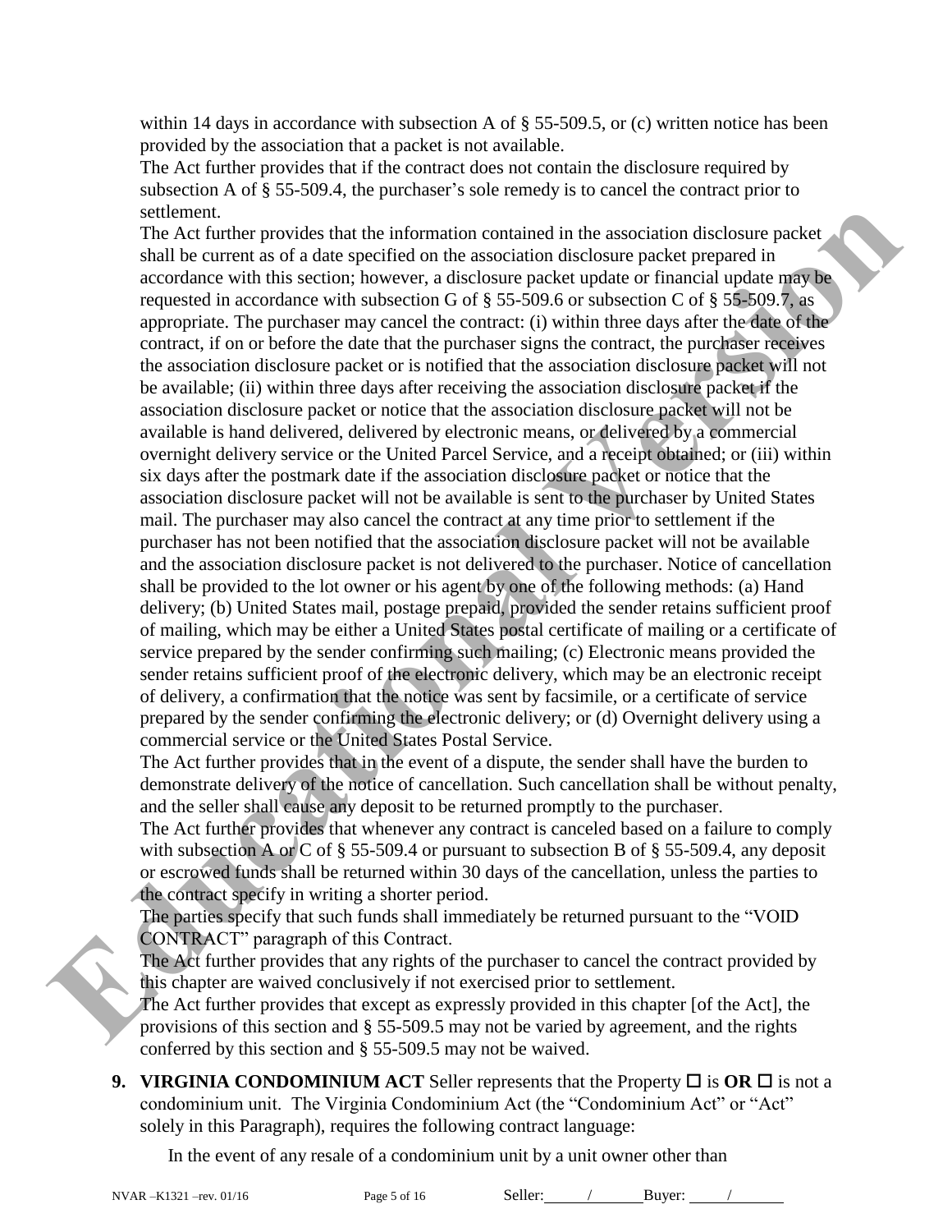within 14 days in accordance with subsection A of § 55-509.5, or (c) written notice has been provided by the association that a packet is not available.

The Act further provides that if the contract does not contain the disclosure required by subsection A of § 55-509.4, the purchaser's sole remedy is to cancel the contract prior to settlement.

The Act further provides that the information contained in the association disclosure packet shall be current as of a date specified on the association disclosure packet prepared in accordance with this section; however, a disclosure packet update or financial update may be requested in accordance with subsection G of § 55-509.6 or subsection C of § 55-509.7, as appropriate. The purchaser may cancel the contract: (i) within three days after the date of the contract, if on or before the date that the purchaser signs the contract, the purchaser receives the association disclosure packet or is notified that the association disclosure packet will not be available; (ii) within three days after receiving the association disclosure packet if the association disclosure packet or notice that the association disclosure packet will not be available is hand delivered, delivered by electronic means, or delivered by a commercial overnight delivery service or the United Parcel Service, and a receipt obtained; or (iii) within six days after the postmark date if the association disclosure packet or notice that the association disclosure packet will not be available is sent to the purchaser by United States mail. The purchaser may also cancel the contract at any time prior to settlement if the purchaser has not been notified that the association disclosure packet will not be available and the association disclosure packet is not delivered to the purchaser. Notice of cancellation shall be provided to the lot owner or his agent by one of the following methods: (a) Hand delivery; (b) United States mail, postage prepaid, provided the sender retains sufficient proof of mailing, which may be either a United States postal certificate of mailing or a certificate of service prepared by the sender confirming such mailing; (c) Electronic means provided the sender retains sufficient proof of the electronic delivery, which may be an electronic receipt of delivery, a confirmation that the notice was sent by facsimile, or a certificate of service prepared by the sender confirming the electronic delivery; or (d) Overnight delivery using a commercial service or the United States Postal Service.

The Act further provides that in the event of a dispute, the sender shall have the burden to demonstrate delivery of the notice of cancellation. Such cancellation shall be without penalty, and the seller shall cause any deposit to be returned promptly to the purchaser.

The Act further provides that whenever any contract is canceled based on a failure to comply with subsection A or C of § 55-509.4 or pursuant to subsection B of § 55-509.4, any deposit or escrowed funds shall be returned within 30 days of the cancellation, unless the parties to the contract specify in writing a shorter period.

The parties specify that such funds shall immediately be returned pursuant to the "VOID CONTRACT" paragraph of this Contract.

The Act further provides that any rights of the purchaser to cancel the contract provided by this chapter are waived conclusively if not exercised prior to settlement.

The Act further provides that except as expressly provided in this chapter [of the Act], the provisions of this section and § 55-509.5 may not be varied by agreement, and the rights conferred by this section and § 55-509.5 may not be waived.

**9. VIRGINIA CONDOMINIUM ACT** Seller represents that the Property ☐ is **OR** ☐ is not a condominium unit. The Virginia Condominium Act (the "Condominium Act" or "Act" solely in this Paragraph), requires the following contract language:

In the event of any resale of a condominium unit by a unit owner other than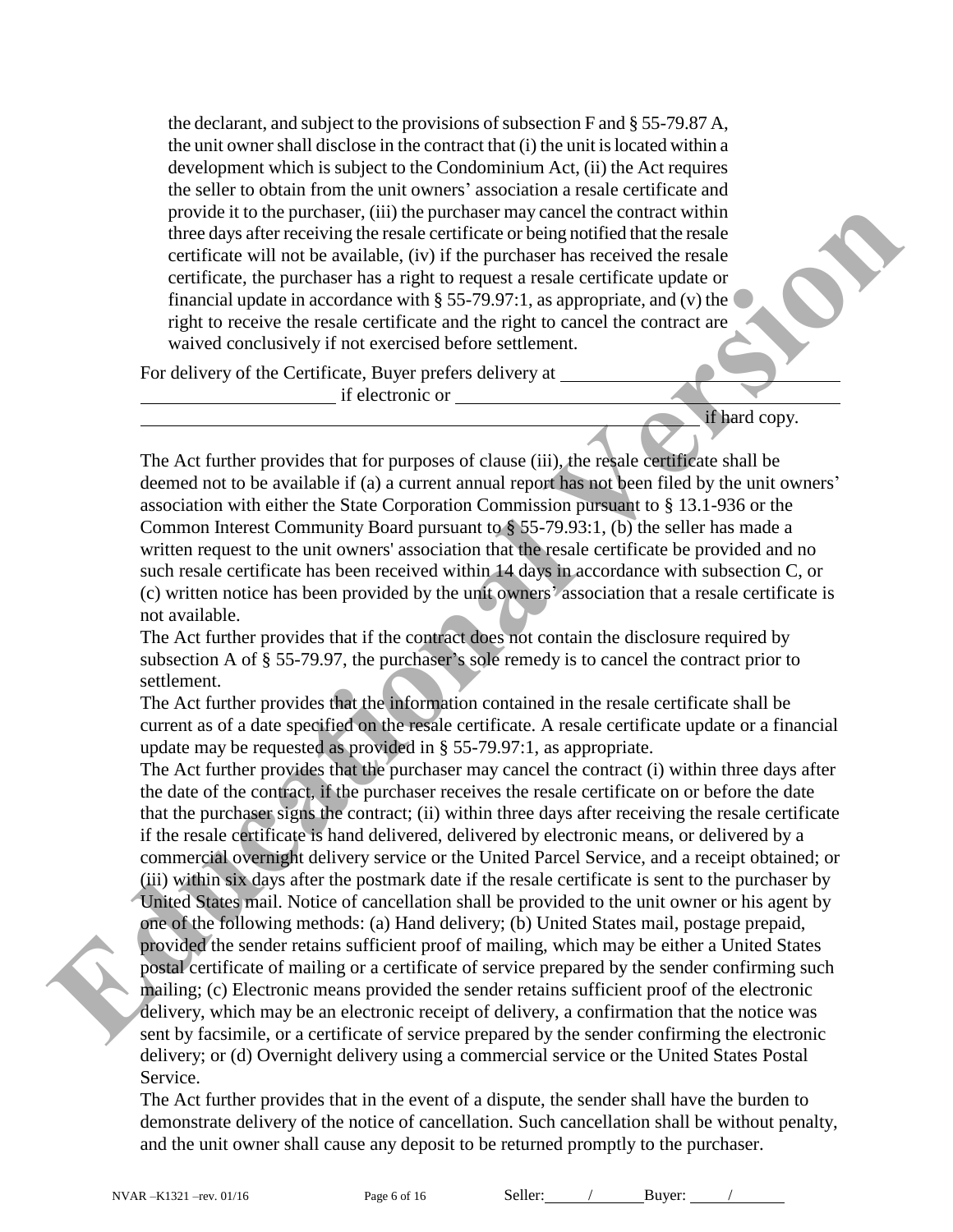the declarant, and subject to the provisions of subsection F and § 55-79.87 A, the unit owner shall disclose in the contract that (i) the unit is located within a development which is subject to the Condominium Act, (ii) the Act requires the seller to obtain from the unit owners' association a resale certificate and provide it to the purchaser, (iii) the purchaser may cancel the contract within three days after receiving the resale certificate or being notified that the resale certificate will not be available, (iv) if the purchaser has received the resale certificate, the purchaser has a right to request a resale certificate update or financial update in accordance with § 55-79.97:1, as appropriate, and (v) the right to receive the resale certificate and the right to cancel the contract are waived conclusively if not exercised before settlement.

For delivery of the Certificate, Buyer prefers delivery at ______________________________ ______________________ if electronic or ________________________________________ ____________________________________________________________ if hard copy.

The Act further provides that for purposes of clause (iii), the resale certificate shall be deemed not to be available if (a) a current annual report has not been filed by the unit owners' association with either the State Corporation Commission pursuant to § 13.1-936 or the Common Interest Community Board pursuant to § 55-79.93:1, (b) the seller has made a written request to the unit owners' association that the resale certificate be provided and no such resale certificate has been received within 14 days in accordance with subsection C, or (c) written notice has been provided by the unit owners' association that a resale certificate is not available.

The Act further provides that if the contract does not contain the disclosure required by subsection A of § 55-79.97, the purchaser's sole remedy is to cancel the contract prior to settlement.

The Act further provides that the information contained in the resale certificate shall be current as of a date specified on the resale certificate. A resale certificate update or a financial update may be requested as provided in § 55-79.97:1, as appropriate.

The Act further provides that the purchaser may cancel the contract (i) within three days after the date of the contract, if the purchaser receives the resale certificate on or before the date that the purchaser signs the contract; (ii) within three days after receiving the resale certificate if the resale certificate is hand delivered, delivered by electronic means, or delivered by a commercial overnight delivery service or the United Parcel Service, and a receipt obtained; or (iii) within six days after the postmark date if the resale certificate is sent to the purchaser by United States mail. Notice of cancellation shall be provided to the unit owner or his agent by one of the following methods: (a) Hand delivery; (b) United States mail, postage prepaid, provided the sender retains sufficient proof of mailing, which may be either a United States postal certificate of mailing or a certificate of service prepared by the sender confirming such mailing; (c) Electronic means provided the sender retains sufficient proof of the electronic delivery, which may be an electronic receipt of delivery, a confirmation that the notice was sent by facsimile, or a certificate of service prepared by the sender confirming the electronic delivery; or (d) Overnight delivery using a commercial service or the United States Postal Service.

The Act further provides that in the event of a dispute, the sender shall have the burden to demonstrate delivery of the notice of cancellation. Such cancellation shall be without penalty, and the unit owner shall cause any deposit to be returned promptly to the purchaser.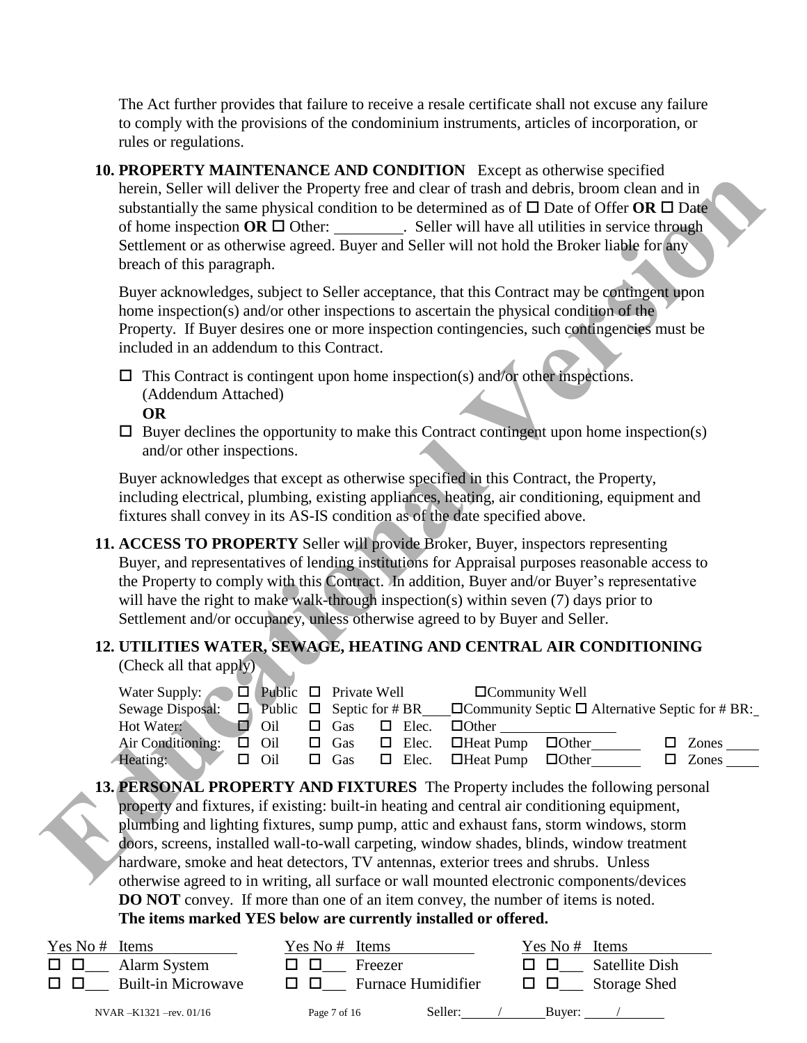The Act further provides that failure to receive a resale certificate shall not excuse any failure to comply with the provisions of the condominium instruments, articles of incorporation, or rules or regulations.

**10. PROPERTY MAINTENANCE AND CONDITION** Except as otherwise specified herein, Seller will deliver the Property free and clear of trash and debris, broom clean and in substantially the same physical condition to be determined as of ☐ Date of Offer **OR** ☐ Date of home inspection **OR** ☐ Other: \_\_\_\_\_\_\_\_\_. Seller will have all utilities in service through Settlement or as otherwise agreed. Buyer and Seller will not hold the Broker liable for any breach of this paragraph.

Buyer acknowledges, subject to Seller acceptance, that this Contract may be contingent upon home inspection(s) and/or other inspections to ascertain the physical condition of the Property. If Buyer desires one or more inspection contingencies, such contingencies must be included in an addendum to this Contract.

☐ This Contract is contingent upon home inspection(s) and/or other inspections. (Addendum Attached)

**OR**

☐ Buyer declines the opportunity to make this Contract contingent upon home inspection(s) and/or other inspections.

Buyer acknowledges that except as otherwise specified in this Contract, the Property, including electrical, plumbing, existing appliances, heating, air conditioning, equipment and fixtures shall convey in its AS-IS condition as of the date specified above.

**11. ACCESS TO PROPERTY** Seller will provide Broker, Buyer, inspectors representing Buyer, and representatives of lending institutions for Appraisal purposes reasonable access to the Property to comply with this Contract. In addition, Buyer and/or Buyer's representative will have the right to make walk-through inspection(s) within seven (7) days prior to Settlement and/or occupancy, unless otherwise agreed to by Buyer and Seller.

**12. UTILITIES WATER, SEWAGE, HEATING AND CENTRAL AIR CONDITIONING** (Check all that apply)

| | | | | | | |
|---|---|---|---|---|---|---|
| Water Supply: | ☐ Public | ☐ Private Well | | ☐Community Well | | |
| Sewage Disposal: | ☐ Public | ☐ Septic for # BR\_\_\_\_ | | ☐Community Septic ☐ Alternative Septic for # BR:\_ | | |
| Hot Water: | ☐ Oil | ☐ Gas | ☐ Elec. | ☐Other \_\_\_\_\_\_\_\_ | | |
| Air Conditioning: | ☐ Oil | ☐ Gas | ☐ Elec. | ☐Heat Pump | ☐Other\_\_\_\_\_\_ | ☐ Zones \_\_\_\_ |
| Heating: | ☐ Oil | ☐ Gas | ☐ Elec. | ☐Heat Pump | ☐Other\_\_\_\_\_\_ | ☐ Zones \_\_\_\_ |

**13. PERSONAL PROPERTY AND FIXTURES** The Property includes the following personal property and fixtures, if existing: built-in heating and central air conditioning equipment, plumbing and lighting fixtures, sump pump, attic and exhaust fans, storm windows, storm doors, screens, installed wall-to-wall carpeting, window shades, blinds, window treatment hardware, smoke and heat detectors, TV antennas, exterior trees and shrubs. Unless otherwise agreed to in writing, all surface or wall mounted electronic components/devices **DO NOT** convey. If more than one of an item convey, the number of items is noted.

**The items marked YES below are currently installed or offered.**

| Yes No # | Items | Yes No # | Items | Yes No # | Items |
|---|---|---|---|---|---|
| ☐ ☐\_\_\_ | Alarm System | ☐ ☐\_\_\_ | Freezer | ☐ ☐\_\_\_ | Satellite Dish |
| ☐ ☐\_\_\_ | Built-in Microwave | ☐ ☐\_\_\_ | Furnace Humidifier | ☐ ☐\_\_\_ | Storage Shed |

NVAR –K1321 –rev. 01/16 Seller: \_\_\_\_/\_\_\_\_ Buyer: \_\_\_\_/\_\_\_\_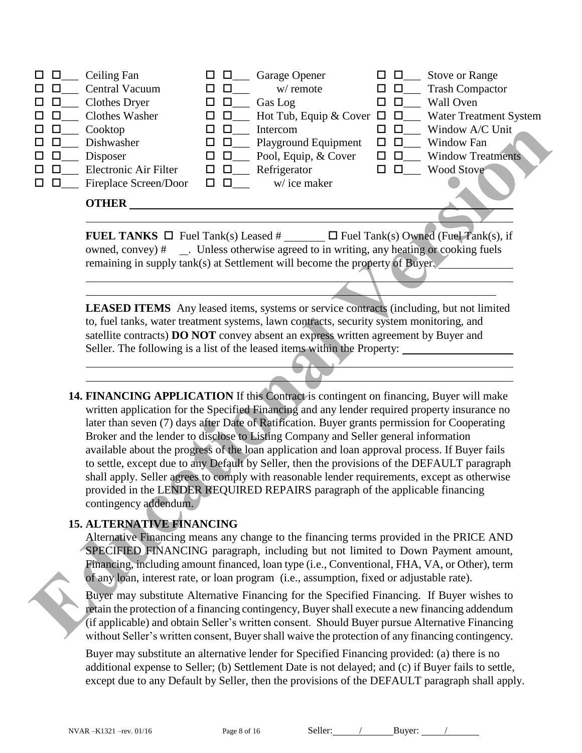☐ ☐___ Ceiling Fan
☐ ☐___ Central Vacuum
☐ ☐___ Clothes Dryer
☐ ☐___ Clothes Washer
☐ ☐___ Cooktop
☐ ☐___ Dishwasher
☐ ☐___ Disposer
☐ ☐___ Electronic Air Filter
☐ ☐___ Fireplace Screen/Door
☐ ☐___ Garage Opener
☐ ☐___ w/ remote
☐ ☐___ Gas Log
☐ ☐___ Hot Tub, Equip & Cover
☐ ☐___ Intercom
☐ ☐___ Playground Equipment
☐ ☐___ Pool, Equip, & Cover
☐ ☐___ Refrigerator
☐ ☐___ w/ ice maker
☐ ☐___ Stove or Range
☐ ☐___ Trash Compactor
☐ ☐___ Wall Oven
☐ ☐___ Water Treatment System
☐ ☐___ Window A/C Unit
☐ ☐___ Window Fan
☐ ☐___ Window Treatments
☐ ☐___ Wood Stove

**OTHER** ______________________________________________

______________________________________________

**FUEL TANKS** ☐ Fuel Tank(s) Leased # _______ ☐ Fuel Tank(s) Owned (Fuel Tank(s), if owned, convey) # __. Unless otherwise agreed to in writing, any heating or cooking fuels remaining in supply tank(s) at Settlement will become the property of Buyer. ____________

______________________________________________

______________________________________________

**LEASED ITEMS** Any leased items, systems or service contracts (including, but not limited to, fuel tanks, water treatment systems, lawn contracts, security system monitoring, and satellite contracts) **DO NOT** convey absent an express written agreement by Buyer and Seller. The following is a list of the leased items within the Property: ____________

______________________________________________

______________________________________________

**14. FINANCING APPLICATION** If this Contract is contingent on financing, Buyer will make written application for the Specified Financing and any lender required property insurance no later than seven (7) days after Date of Ratification. Buyer grants permission for Cooperating Broker and the lender to disclose to Listing Company and Seller general information available about the progress of the loan application and loan approval process. If Buyer fails to settle, except due to any Default by Seller, then the provisions of the DEFAULT paragraph shall apply. Seller agrees to comply with reasonable lender requirements, except as otherwise provided in the LENDER REQUIRED REPAIRS paragraph of the applicable financing contingency addendum.

**15. ALTERNATIVE FINANCING**

Alternative Financing means any change to the financing terms provided in the PRICE AND SPECIFIED FINANCING paragraph, including but not limited to Down Payment amount, Financing, including amount financed, loan type (i.e., Conventional, FHA, VA, or Other), term of any loan, interest rate, or loan program (i.e., assumption, fixed or adjustable rate).

Buyer may substitute Alternative Financing for the Specified Financing. If Buyer wishes to retain the protection of a financing contingency, Buyer shall execute a new financing addendum (if applicable) and obtain Seller's written consent. Should Buyer pursue Alternative Financing without Seller's written consent, Buyer shall waive the protection of any financing contingency.

Buyer may substitute an alternative lender for Specified Financing provided: (a) there is no additional expense to Seller; (b) Settlement Date is not delayed; and (c) if Buyer fails to settle, except due to any Default by Seller, then the provisions of the DEFAULT paragraph shall apply.

Seller: ____/____ Buyer: ____/____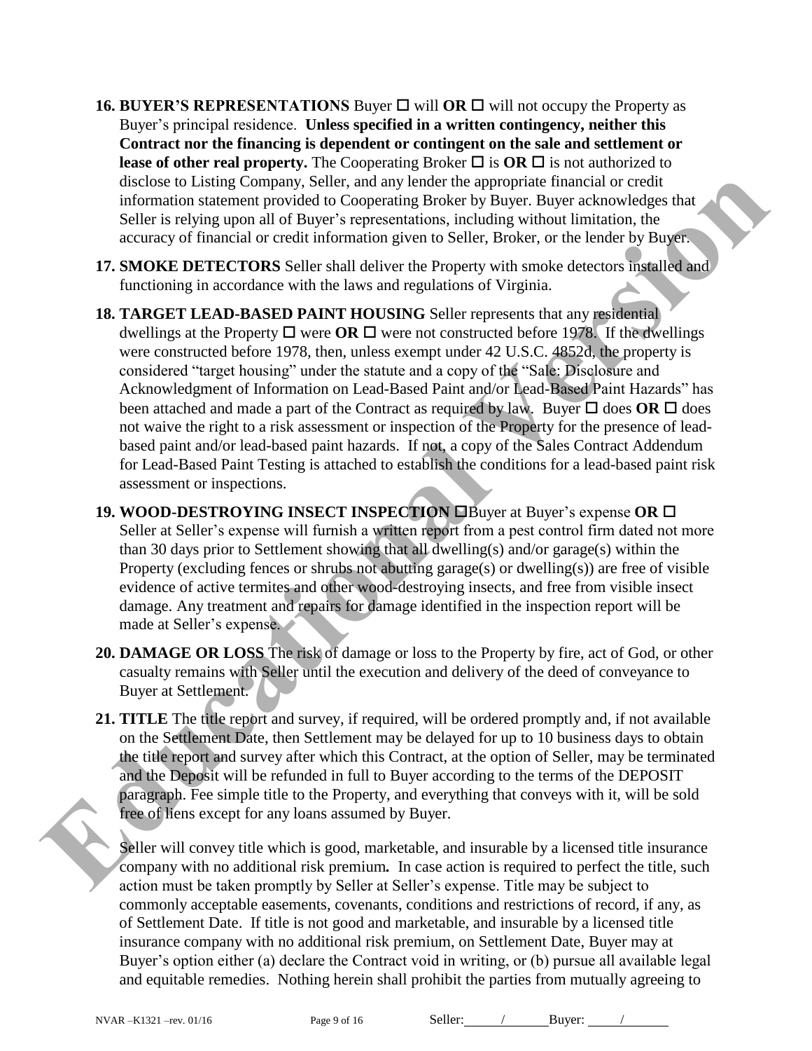**16. BUYER'S REPRESENTATIONS** Buyer ☐ will **OR** ☐ will not occupy the Property as Buyer's principal residence. **Unless specified in a written contingency, neither this Contract nor the financing is dependent or contingent on the sale and settlement or lease of other real property.** The Cooperating Broker ☐ is **OR** ☐ is not authorized to disclose to Listing Company, Seller, and any lender the appropriate financial or credit information statement provided to Cooperating Broker by Buyer. Buyer acknowledges that Seller is relying upon all of Buyer's representations, including without limitation, the accuracy of financial or credit information given to Seller, Broker, or the lender by Buyer.

**17. SMOKE DETECTORS** Seller shall deliver the Property with smoke detectors installed and functioning in accordance with the laws and regulations of Virginia.

**18. TARGET LEAD-BASED PAINT HOUSING** Seller represents that any residential dwellings at the Property ☐ were **OR** ☐ were not constructed before 1978. If the dwellings were constructed before 1978, then, unless exempt under 42 U.S.C. 4852d, the property is considered "target housing" under the statute and a copy of the "Sale: Disclosure and Acknowledgment of Information on Lead-Based Paint and/or Lead-Based Paint Hazards" has been attached and made a part of the Contract as required by law. Buyer ☐ does **OR** ☐ does not waive the right to a risk assessment or inspection of the Property for the presence of lead-based paint and/or lead-based paint hazards. If not, a copy of the Sales Contract Addendum for Lead-Based Paint Testing is attached to establish the conditions for a lead-based paint risk assessment or inspections.

**19. WOOD-DESTROYING INSECT INSPECTION** ☐Buyer at Buyer's expense **OR** ☐ Seller at Seller's expense will furnish a written report from a pest control firm dated not more than 30 days prior to Settlement showing that all dwelling(s) and/or garage(s) within the Property (excluding fences or shrubs not abutting garage(s) or dwelling(s)) are free of visible evidence of active termites and other wood-destroying insects, and free from visible insect damage. Any treatment and repairs for damage identified in the inspection report will be made at Seller's expense.

**20. DAMAGE OR LOSS** The risk of damage or loss to the Property by fire, act of God, or other casualty remains with Seller until the execution and delivery of the deed of conveyance to Buyer at Settlement.

**21. TITLE** The title report and survey, if required, will be ordered promptly and, if not available on the Settlement Date, then Settlement may be delayed for up to 10 business days to obtain the title report and survey after which this Contract, at the option of Seller, may be terminated and the Deposit will be refunded in full to Buyer according to the terms of the DEPOSIT paragraph. Fee simple title to the Property, and everything that conveys with it, will be sold free of liens except for any loans assumed by Buyer.

Seller will convey title which is good, marketable, and insurable by a licensed title insurance company with no additional risk premium. In case action is required to perfect the title, such action must be taken promptly by Seller at Seller's expense. Title may be subject to commonly acceptable easements, covenants, conditions and restrictions of record, if any, as of Settlement Date. If title is not good and marketable, and insurable by a licensed title insurance company with no additional risk premium, on Settlement Date, Buyer may at Buyer's option either (a) declare the Contract void in writing, or (b) pursue all available legal and equitable remedies. Nothing herein shall prohibit the parties from mutually agreeing to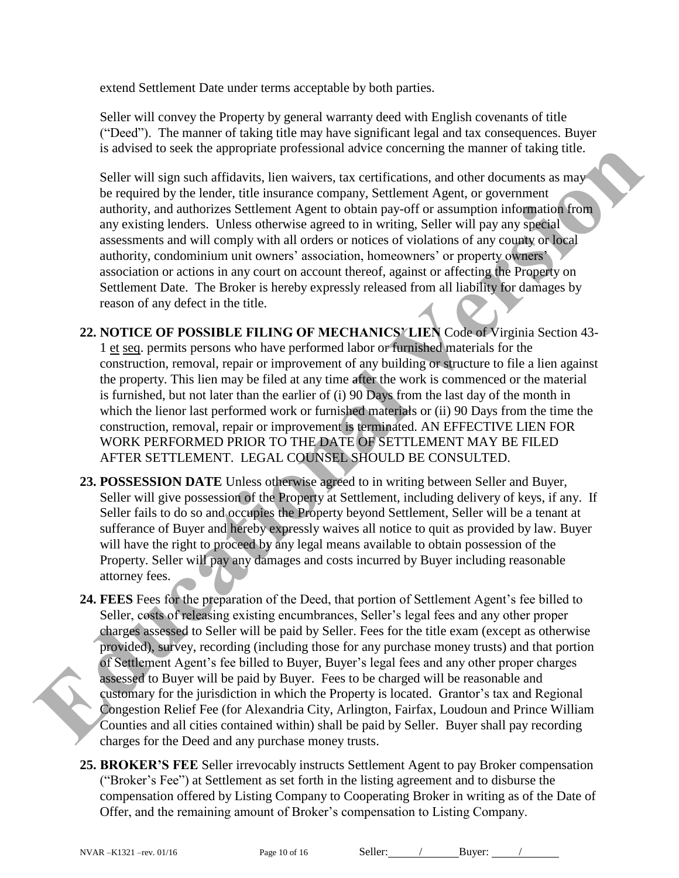extend Settlement Date under terms acceptable by both parties.

Seller will convey the Property by general warranty deed with English covenants of title ("Deed"). The manner of taking title may have significant legal and tax consequences. Buyer is advised to seek the appropriate professional advice concerning the manner of taking title.

Seller will sign such affidavits, lien waivers, tax certifications, and other documents as may be required by the lender, title insurance company, Settlement Agent, or government authority, and authorizes Settlement Agent to obtain pay-off or assumption information from any existing lenders. Unless otherwise agreed to in writing, Seller will pay any special assessments and will comply with all orders or notices of violations of any county or local authority, condominium unit owners' association, homeowners' or property owners' association or actions in any court on account thereof, against or affecting the Property on Settlement Date. The Broker is hereby expressly released from all liability for damages by reason of any defect in the title.

**22. NOTICE OF POSSIBLE FILING OF MECHANICS' LIEN** Code of Virginia Section 43-1 et seq. permits persons who have performed labor or furnished materials for the construction, removal, repair or improvement of any building or structure to file a lien against the property. This lien may be filed at any time after the work is commenced or the material is furnished, but not later than the earlier of (i) 90 Days from the last day of the month in which the lienor last performed work or furnished materials or (ii) 90 Days from the time the construction, removal, repair or improvement is terminated. AN EFFECTIVE LIEN FOR WORK PERFORMED PRIOR TO THE DATE OF SETTLEMENT MAY BE FILED AFTER SETTLEMENT. LEGAL COUNSEL SHOULD BE CONSULTED.

**23. POSSESSION DATE** Unless otherwise agreed to in writing between Seller and Buyer, Seller will give possession of the Property at Settlement, including delivery of keys, if any. If Seller fails to do so and occupies the Property beyond Settlement, Seller will be a tenant at sufferance of Buyer and hereby expressly waives all notice to quit as provided by law. Buyer will have the right to proceed by any legal means available to obtain possession of the Property. Seller will pay any damages and costs incurred by Buyer including reasonable attorney fees.

**24. FEES** Fees for the preparation of the Deed, that portion of Settlement Agent's fee billed to Seller, costs of releasing existing encumbrances, Seller's legal fees and any other proper charges assessed to Seller will be paid by Seller. Fees for the title exam (except as otherwise provided), survey, recording (including those for any purchase money trusts) and that portion of Settlement Agent's fee billed to Buyer, Buyer's legal fees and any other proper charges assessed to Buyer will be paid by Buyer. Fees to be charged will be reasonable and customary for the jurisdiction in which the Property is located. Grantor's tax and Regional Congestion Relief Fee (for Alexandria City, Arlington, Fairfax, Loudoun and Prince William Counties and all cities contained within) shall be paid by Seller. Buyer shall pay recording charges for the Deed and any purchase money trusts.

**25. BROKER'S FEE** Seller irrevocably instructs Settlement Agent to pay Broker compensation ("Broker's Fee") at Settlement as set forth in the listing agreement and to disburse the compensation offered by Listing Company to Cooperating Broker in writing as of the Date of Offer, and the remaining amount of Broker's compensation to Listing Company.

Seller: ____/____ Buyer: ____/____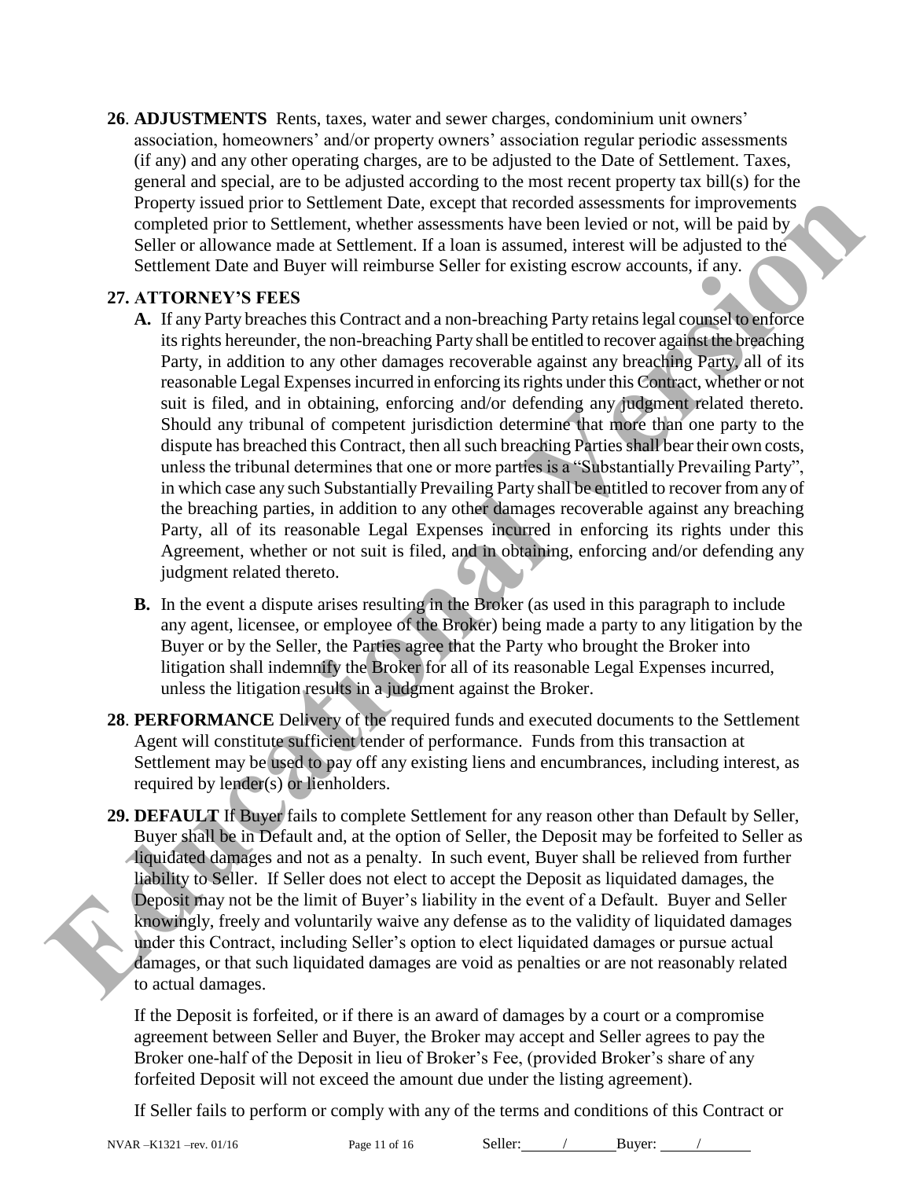**26**. **ADJUSTMENTS** Rents, taxes, water and sewer charges, condominium unit owners' association, homeowners' and/or property owners' association regular periodic assessments (if any) and any other operating charges, are to be adjusted to the Date of Settlement. Taxes, general and special, are to be adjusted according to the most recent property tax bill(s) for the Property issued prior to Settlement Date, except that recorded assessments for improvements completed prior to Settlement, whether assessments have been levied or not, will be paid by Seller or allowance made at Settlement. If a loan is assumed, interest will be adjusted to the Settlement Date and Buyer will reimburse Seller for existing escrow accounts, if any.

**27. ATTORNEY'S FEES**

**A.** If any Party breaches this Contract and a non-breaching Party retains legal counsel to enforce its rights hereunder, the non-breaching Party shall be entitled to recover against the breaching Party, in addition to any other damages recoverable against any breaching Party, all of its reasonable Legal Expenses incurred in enforcing its rights under this Contract, whether or not suit is filed, and in obtaining, enforcing and/or defending any judgment related thereto. Should any tribunal of competent jurisdiction determine that more than one party to the dispute has breached this Contract, then all such breaching Parties shall bear their own costs, unless the tribunal determines that one or more parties is a "Substantially Prevailing Party", in which case any such Substantially Prevailing Party shall be entitled to recover from any of the breaching parties, in addition to any other damages recoverable against any breaching Party, all of its reasonable Legal Expenses incurred in enforcing its rights under this Agreement, whether or not suit is filed, and in obtaining, enforcing and/or defending any judgment related thereto.

**B.** In the event a dispute arises resulting in the Broker (as used in this paragraph to include any agent, licensee, or employee of the Broker) being made a party to any litigation by the Buyer or by the Seller, the Parties agree that the Party who brought the Broker into litigation shall indemnify the Broker for all of its reasonable Legal Expenses incurred, unless the litigation results in a judgment against the Broker.

**28**. **PERFORMANCE** Delivery of the required funds and executed documents to the Settlement Agent will constitute sufficient tender of performance. Funds from this transaction at Settlement may be used to pay off any existing liens and encumbrances, including interest, as required by lender(s) or lienholders.

**29. DEFAULT** If Buyer fails to complete Settlement for any reason other than Default by Seller, Buyer shall be in Default and, at the option of Seller, the Deposit may be forfeited to Seller as liquidated damages and not as a penalty. In such event, Buyer shall be relieved from further liability to Seller. If Seller does not elect to accept the Deposit as liquidated damages, the Deposit may not be the limit of Buyer's liability in the event of a Default. Buyer and Seller knowingly, freely and voluntarily waive any defense as to the validity of liquidated damages under this Contract, including Seller's option to elect liquidated damages or pursue actual damages, or that such liquidated damages are void as penalties or are not reasonably related to actual damages.

If the Deposit is forfeited, or if there is an award of damages by a court or a compromise agreement between Seller and Buyer, the Broker may accept and Seller agrees to pay the Broker one-half of the Deposit in lieu of Broker's Fee, (provided Broker's share of any forfeited Deposit will not exceed the amount due under the listing agreement).

If Seller fails to perform or comply with any of the terms and conditions of this Contract or

NVAR –K1321 –rev. 01/16 Seller: \_\_\_\_/\_\_\_\_ Buyer: \_\_\_\_/\_\_\_\_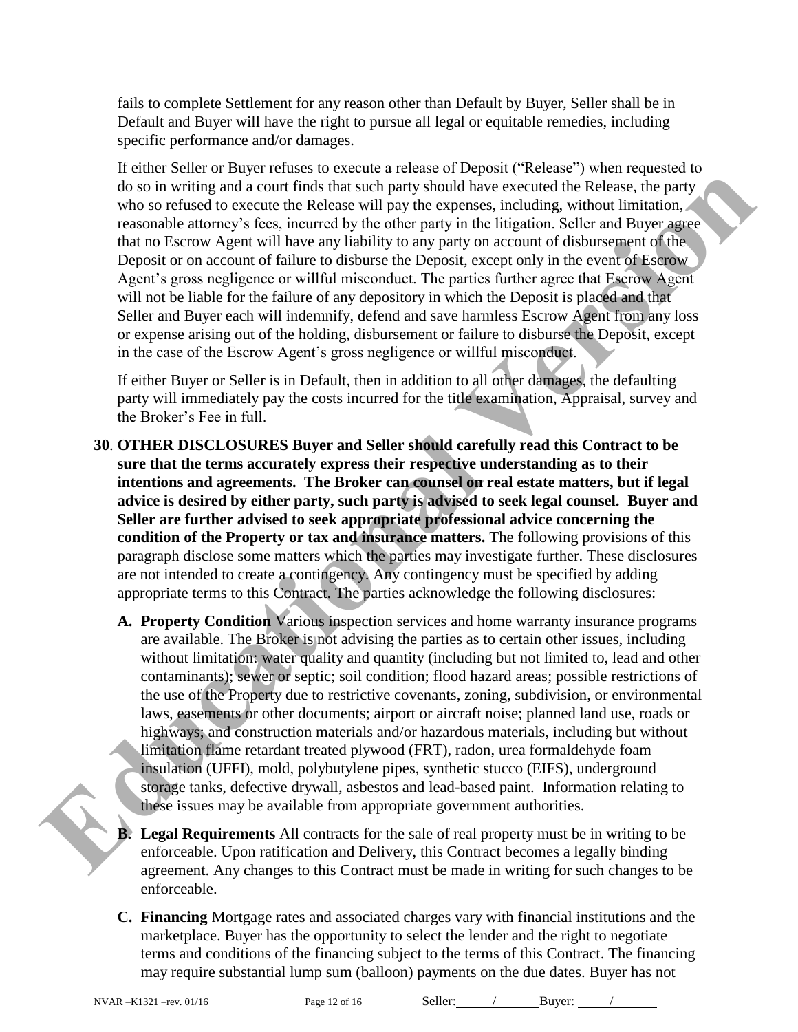fails to complete Settlement for any reason other than Default by Buyer, Seller shall be in Default and Buyer will have the right to pursue all legal or equitable remedies, including specific performance and/or damages.

If either Seller or Buyer refuses to execute a release of Deposit ("Release") when requested to do so in writing and a court finds that such party should have executed the Release, the party who so refused to execute the Release will pay the expenses, including, without limitation, reasonable attorney's fees, incurred by the other party in the litigation. Seller and Buyer agree that no Escrow Agent will have any liability to any party on account of disbursement of the Deposit or on account of failure to disburse the Deposit, except only in the event of Escrow Agent's gross negligence or willful misconduct. The parties further agree that Escrow Agent will not be liable for the failure of any depository in which the Deposit is placed and that Seller and Buyer each will indemnify, defend and save harmless Escrow Agent from any loss or expense arising out of the holding, disbursement or failure to disburse the Deposit, except in the case of the Escrow Agent's gross negligence or willful misconduct.

If either Buyer or Seller is in Default, then in addition to all other damages, the defaulting party will immediately pay the costs incurred for the title examination, Appraisal, survey and the Broker's Fee in full.

**30. OTHER DISCLOSURES Buyer and Seller should carefully read this Contract to be sure that the terms accurately express their respective understanding as to their intentions and agreements. The Broker can counsel on real estate matters, but if legal advice is desired by either party, such party is advised to seek legal counsel. Buyer and Seller are further advised to seek appropriate professional advice concerning the condition of the Property or tax and insurance matters.** The following provisions of this paragraph disclose some matters which the parties may investigate further. These disclosures are not intended to create a contingency. Any contingency must be specified by adding appropriate terms to this Contract. The parties acknowledge the following disclosures:

**A. Property Condition** Various inspection services and home warranty insurance programs are available. The Broker is not advising the parties as to certain other issues, including without limitation: water quality and quantity (including but not limited to, lead and other contaminants); sewer or septic; soil condition; flood hazard areas; possible restrictions of the use of the Property due to restrictive covenants, zoning, subdivision, or environmental laws, easements or other documents; airport or aircraft noise; planned land use, roads or highways; and construction materials and/or hazardous materials, including but without limitation flame retardant treated plywood (FRT), radon, urea formaldehyde foam insulation (UFFI), mold, polybutylene pipes, synthetic stucco (EIFS), underground storage tanks, defective drywall, asbestos and lead-based paint. Information relating to these issues may be available from appropriate government authorities.

**B. Legal Requirements** All contracts for the sale of real property must be in writing to be enforceable. Upon ratification and Delivery, this Contract becomes a legally binding agreement. Any changes to this Contract must be made in writing for such changes to be enforceable.

**C. Financing** Mortgage rates and associated charges vary with financial institutions and the marketplace. Buyer has the opportunity to select the lender and the right to negotiate terms and conditions of the financing subject to the terms of this Contract. The financing may require substantial lump sum (balloon) payments on the due dates. Buyer has not

NVAR –K1321 –rev. 01/16 Seller: ____/____ Buyer: ____/____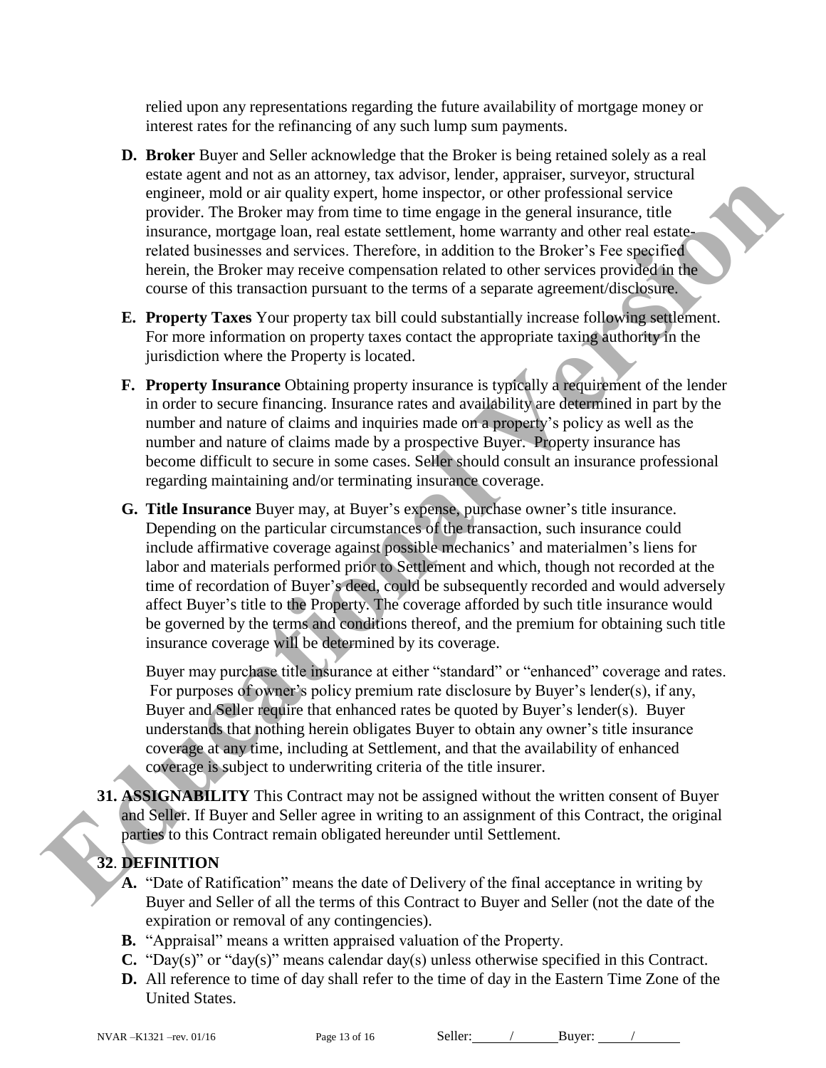relied upon any representations regarding the future availability of mortgage money or interest rates for the refinancing of any such lump sum payments.

**D. Broker** Buyer and Seller acknowledge that the Broker is being retained solely as a real estate agent and not as an attorney, tax advisor, lender, appraiser, surveyor, structural engineer, mold or air quality expert, home inspector, or other professional service provider. The Broker may from time to time engage in the general insurance, title insurance, mortgage loan, real estate settlement, home warranty and other real estate-related businesses and services. Therefore, in addition to the Broker's Fee specified herein, the Broker may receive compensation related to other services provided in the course of this transaction pursuant to the terms of a separate agreement/disclosure.

**E. Property Taxes** Your property tax bill could substantially increase following settlement. For more information on property taxes contact the appropriate taxing authority in the jurisdiction where the Property is located.

**F. Property Insurance** Obtaining property insurance is typically a requirement of the lender in order to secure financing. Insurance rates and availability are determined in part by the number and nature of claims and inquiries made on a property's policy as well as the number and nature of claims made by a prospective Buyer. Property insurance has become difficult to secure in some cases. Seller should consult an insurance professional regarding maintaining and/or terminating insurance coverage.

**G. Title Insurance** Buyer may, at Buyer's expense, purchase owner's title insurance. Depending on the particular circumstances of the transaction, such insurance could include affirmative coverage against possible mechanics' and materialmen's liens for labor and materials performed prior to Settlement and which, though not recorded at the time of recordation of Buyer's deed, could be subsequently recorded and would adversely affect Buyer's title to the Property. The coverage afforded by such title insurance would be governed by the terms and conditions thereof, and the premium for obtaining such title insurance coverage will be determined by its coverage.

Buyer may purchase title insurance at either "standard" or "enhanced" coverage and rates. For purposes of owner's policy premium rate disclosure by Buyer's lender(s), if any, Buyer and Seller require that enhanced rates be quoted by Buyer's lender(s). Buyer understands that nothing herein obligates Buyer to obtain any owner's title insurance coverage at any time, including at Settlement, and that the availability of enhanced coverage is subject to underwriting criteria of the title insurer.

**31. ASSIGNABILITY** This Contract may not be assigned without the written consent of Buyer and Seller. If Buyer and Seller agree in writing to an assignment of this Contract, the original parties to this Contract remain obligated hereunder until Settlement.

**32. DEFINITION**

**A.** "Date of Ratification" means the date of Delivery of the final acceptance in writing by Buyer and Seller of all the terms of this Contract to Buyer and Seller (not the date of the expiration or removal of any contingencies).

**B.** "Appraisal" means a written appraised valuation of the Property.

**C.** "Day(s)" or "day(s)" means calendar day(s) unless otherwise specified in this Contract.

**D.** All reference to time of day shall refer to the time of day in the Eastern Time Zone of the United States.

NVAR –K1321 –rev. 01/16 Seller: ____/____ Buyer: ____/____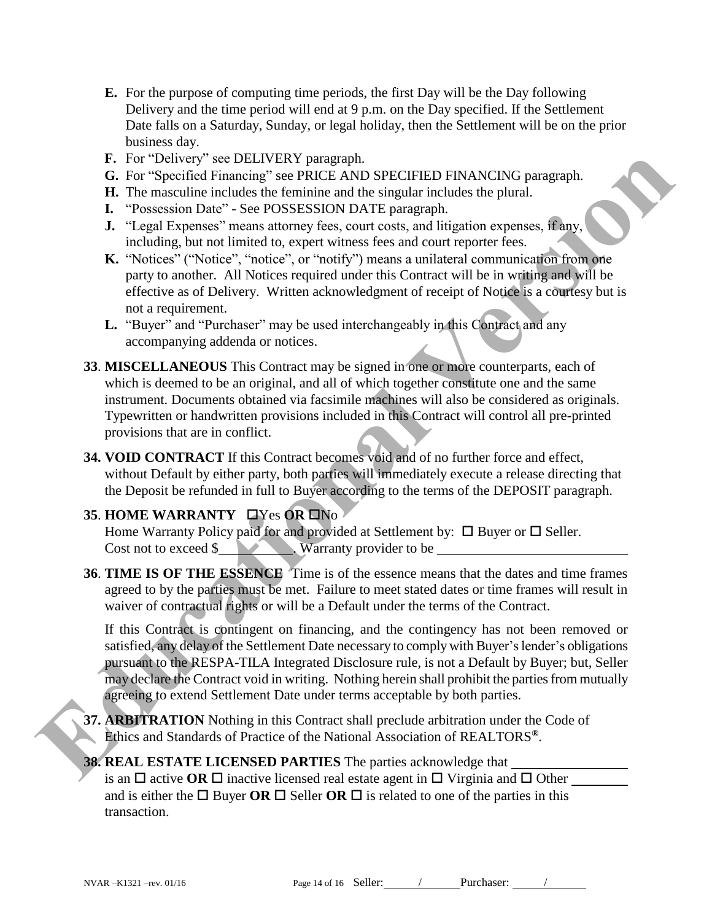E. For the purpose of computing time periods, the first Day will be the Day following Delivery and the time period will end at 9 p.m. on the Day specified. If the Settlement Date falls on a Saturday, Sunday, or legal holiday, then the Settlement will be on the prior business day.

F. For "Delivery" see DELIVERY paragraph.

G. For "Specified Financing" see PRICE AND SPECIFIED FINANCING paragraph.

H. The masculine includes the feminine and the singular includes the plural.

I. "Possession Date" - See POSSESSION DATE paragraph.

J. "Legal Expenses" means attorney fees, court costs, and litigation expenses, if any, including, but not limited to, expert witness fees and court reporter fees.

K. "Notices" ("Notice", "notice", or "notify") means a unilateral communication from one party to another. All Notices required under this Contract will be in writing and will be effective as of Delivery. Written acknowledgment of receipt of Notice is a courtesy but is not a requirement.

L. "Buyer" and "Purchaser" may be used interchangeably in this Contract and any accompanying addenda or notices.

**33**. **MISCELLANEOUS** This Contract may be signed in one or more counterparts, each of which is deemed to be an original, and all of which together constitute one and the same instrument. Documents obtained via facsimile machines will also be considered as originals. Typewritten or handwritten provisions included in this Contract will control all pre-printed provisions that are in conflict.

**34. VOID CONTRACT** If this Contract becomes void and of no further force and effect, without Default by either party, both parties will immediately execute a release directing that the Deposit be refunded in full to Buyer according to the terms of the DEPOSIT paragraph.

**35**. **HOME WARRANTY** ☐Yes **OR** ☐No
Home Warranty Policy paid for and provided at Settlement by: ☐ Buyer or ☐ Seller.
Cost not to exceed $__________. Warranty provider to be ____________________________

**36**. **TIME IS OF THE ESSENCE** Time is of the essence means that the dates and time frames agreed to by the parties must be met. Failure to meet stated dates or time frames will result in waiver of contractual rights or will be a Default under the terms of the Contract.

If this Contract is contingent on financing, and the contingency has not been removed or satisfied, any delay of the Settlement Date necessary to comply with Buyer's lender's obligations pursuant to the RESPA-TILA Integrated Disclosure rule, is not a Default by Buyer; but, Seller may declare the Contract void in writing. Nothing herein shall prohibit the parties from mutually agreeing to extend Settlement Date under terms acceptable by both parties.

**37. ARBITRATION** Nothing in this Contract shall preclude arbitration under the Code of Ethics and Standards of Practice of the National Association of REALTORS®.

**38. REAL ESTATE LICENSED PARTIES** The parties acknowledge that ________________ is an ☐ active **OR** ☐ inactive licensed real estate agent in ☐ Virginia and ☐ Other ________ and is either the ☐ Buyer **OR** ☐ Seller **OR** ☐ is related to one of the parties in this transaction.

NVAR –K1321 –rev. 01/16 Seller: ______/______ Purchaser: ______/______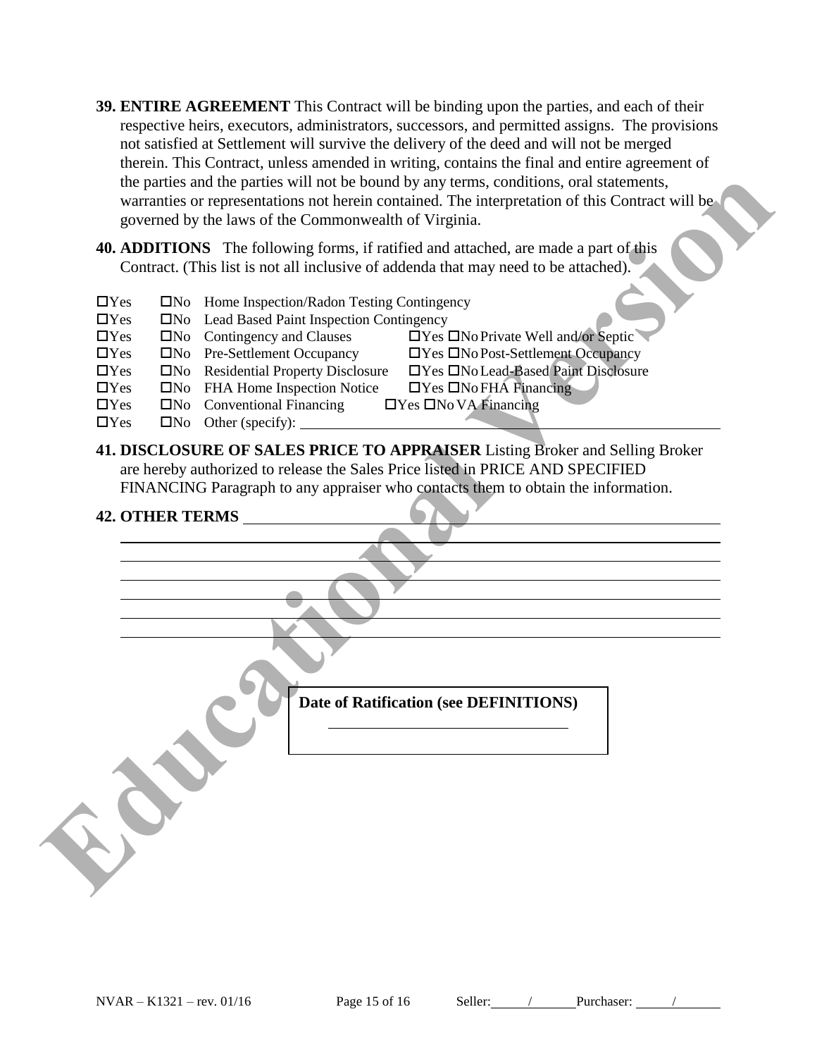**39. ENTIRE AGREEMENT** This Contract will be binding upon the parties, and each of their respective heirs, executors, administrators, successors, and permitted assigns. The provisions not satisfied at Settlement will survive the delivery of the deed and will not be merged therein. This Contract, unless amended in writing, contains the final and entire agreement of the parties and the parties will not be bound by any terms, conditions, oral statements, warranties or representations not herein contained. The interpretation of this Contract will be governed by the laws of the Commonwealth of Virginia.

**40. ADDITIONS** The following forms, if ratified and attached, are made a part of this Contract. (This list is not all inclusive of addenda that may need to be attached).

☐Yes ☐No Home Inspection/Radon Testing Contingency
☐Yes ☐No Lead Based Paint Inspection Contingency
☐Yes ☐No Contingency and Clauses ☐Yes ☐No Private Well and/or Septic
☐Yes ☐No Pre-Settlement Occupancy ☐Yes ☐No Post-Settlement Occupancy
☐Yes ☐No Residential Property Disclosure ☐Yes ☐No Lead-Based Paint Disclosure
☐Yes ☐No FHA Home Inspection Notice ☐Yes ☐No FHA Financing
☐Yes ☐No Conventional Financing ☐Yes ☐No VA Financing
☐Yes ☐No Other (specify): ______________________________________________

**41. DISCLOSURE OF SALES PRICE TO APPRAISER** Listing Broker and Selling Broker are hereby authorized to release the Sales Price listed in PRICE AND SPECIFIED FINANCING Paragraph to any appraiser who contacts them to obtain the information.

**42. OTHER TERMS** ______________________________________________

______________________________________________

______________________________________________

______________________________________________

______________________________________________

______________________________________________

______________________________________________

**Date of Ratification (see DEFINITIONS)**

______________________________

Educational Version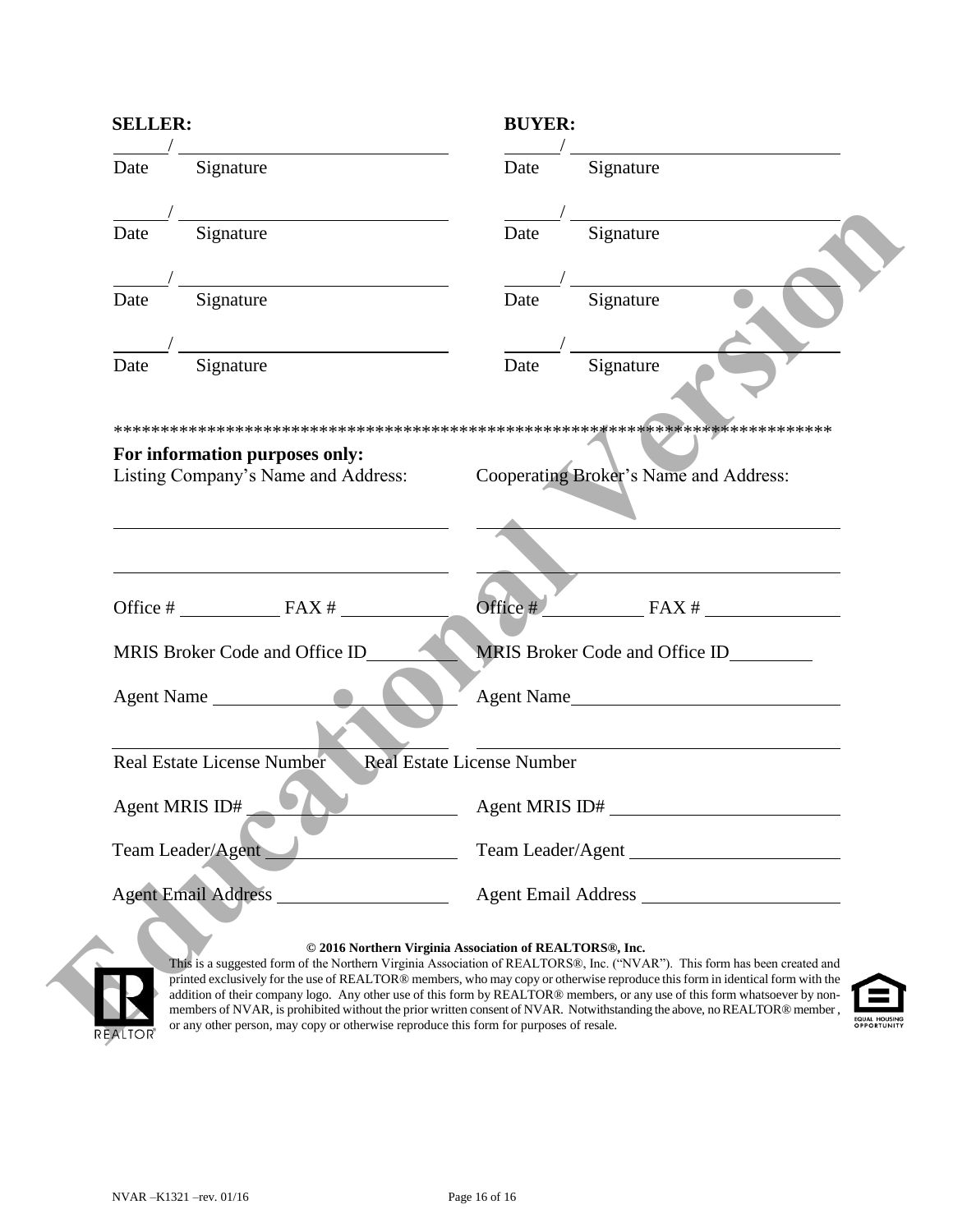**SELLER:**

\_\_\_\_\_\_/ \_\_\_\_\_\_\_\_\_\_\_\_\_\_\_\_\_\_\_\_\_\_\_\_\_\_\_\_\_\_
Date Signature

\_\_\_\_\_\_/ \_\_\_\_\_\_\_\_\_\_\_\_\_\_\_\_\_\_\_\_\_\_\_\_\_\_\_\_\_\_
Date Signature

\_\_\_\_\_\_/ \_\_\_\_\_\_\_\_\_\_\_\_\_\_\_\_\_\_\_\_\_\_\_\_\_\_\_\_\_\_
Date Signature

\_\_\_\_\_\_/ \_\_\_\_\_\_\_\_\_\_\_\_\_\_\_\_\_\_\_\_\_\_\_\_\_\_\_\_\_\_
Date Signature

**BUYER:**

\_\_\_\_\_\_/ \_\_\_\_\_\_\_\_\_\_\_\_\_\_\_\_\_\_\_\_\_\_\_\_\_\_\_\_\_\_
Date Signature

\_\_\_\_\_\_/ \_\_\_\_\_\_\_\_\_\_\_\_\_\_\_\_\_\_\_\_\_\_\_\_\_\_\_\_\_\_
Date Signature

\_\_\_\_\_\_/ \_\_\_\_\_\_\_\_\_\_\_\_\_\_\_\_\_\_\_\_\_\_\_\_\_\_\_\_\_\_
Date Signature

\_\_\_\_\_\_/ \_\_\_\_\_\_\_\_\_\_\_\_\_\_\_\_\_\_\_\_\_\_\_\_\_\_\_\_\_\_
Date Signature

*******************************************************************************

**For information purposes only:**

Listing Company's Name and Address:

\_\_\_\_\_\_\_\_\_\_\_\_\_\_\_\_\_\_\_\_\_\_\_\_\_\_\_\_\_\_\_\_\_\_\_\_\_\_

\_\_\_\_\_\_\_\_\_\_\_\_\_\_\_\_\_\_\_\_\_\_\_\_\_\_\_\_\_\_\_\_\_\_\_\_\_\_

Office # \_\_\_\_\_\_\_\_\_\_ FAX # \_\_\_\_\_\_\_\_\_\_

MRIS Broker Code and Office ID\_\_\_\_\_\_\_\_\_

Agent Name \_\_\_\_\_\_\_\_\_\_\_\_\_\_\_\_\_\_\_\_\_\_\_\_\_\_

\_\_\_\_\_\_\_\_\_\_\_\_\_\_\_\_\_\_\_\_\_\_\_\_\_\_\_\_\_\_\_\_\_\_\_\_\_\_
Real Estate License Number

Agent MRIS ID# \_\_\_\_\_\_\_\_\_\_\_\_\_\_\_\_\_\_\_\_\_\_\_\_

Team Leader/Agent \_\_\_\_\_\_\_\_\_\_\_\_\_\_\_\_\_\_\_\_\_\_

Agent Email Address \_\_\_\_\_\_\_\_\_\_\_\_\_\_\_\_\_\_\_\_

Cooperating Broker's Name and Address:

\_\_\_\_\_\_\_\_\_\_\_\_\_\_\_\_\_\_\_\_\_\_\_\_\_\_\_\_\_\_\_\_\_\_\_\_\_\_

\_\_\_\_\_\_\_\_\_\_\_\_\_\_\_\_\_\_\_\_\_\_\_\_\_\_\_\_\_\_\_\_\_\_\_\_\_\_

Office # \_\_\_\_\_\_\_\_\_\_ FAX # \_\_\_\_\_\_\_\_\_\_

MRIS Broker Code and Office ID\_\_\_\_\_\_\_\_\_

Agent Name\_\_\_\_\_\_\_\_\_\_\_\_\_\_\_\_\_\_\_\_\_\_\_\_\_\_\_

\_\_\_\_\_\_\_\_\_\_\_\_\_\_\_\_\_\_\_\_\_\_\_\_\_\_\_\_\_\_\_\_\_\_\_\_\_\_
Real Estate License Number

Agent MRIS ID# \_\_\_\_\_\_\_\_\_\_\_\_\_\_\_\_\_\_\_\_\_\_\_\_

Team Leader/Agent \_\_\_\_\_\_\_\_\_\_\_\_\_\_\_\_\_\_\_\_\_\_

Agent Email Address \_\_\_\_\_\_\_\_\_\_\_\_\_\_\_\_\_\_\_\_

**© 2016 Northern Virginia Association of REALTORS®, Inc.**

This is a suggested form of the Northern Virginia Association of REALTORS®, Inc. ("NVAR"). This form has been created and printed exclusively for the use of REALTOR® members, who may copy or otherwise reproduce this form in identical form with the addition of their company logo. Any other use of this form by REALTOR® members, or any use of this form whatsoever by non-members of NVAR, is prohibited without the prior written consent of NVAR. Notwithstanding the above, no REALTOR® member, or any other person, may copy or otherwise reproduce this form for purposes of resale.

NVAR –K1321 –rev. 01/16